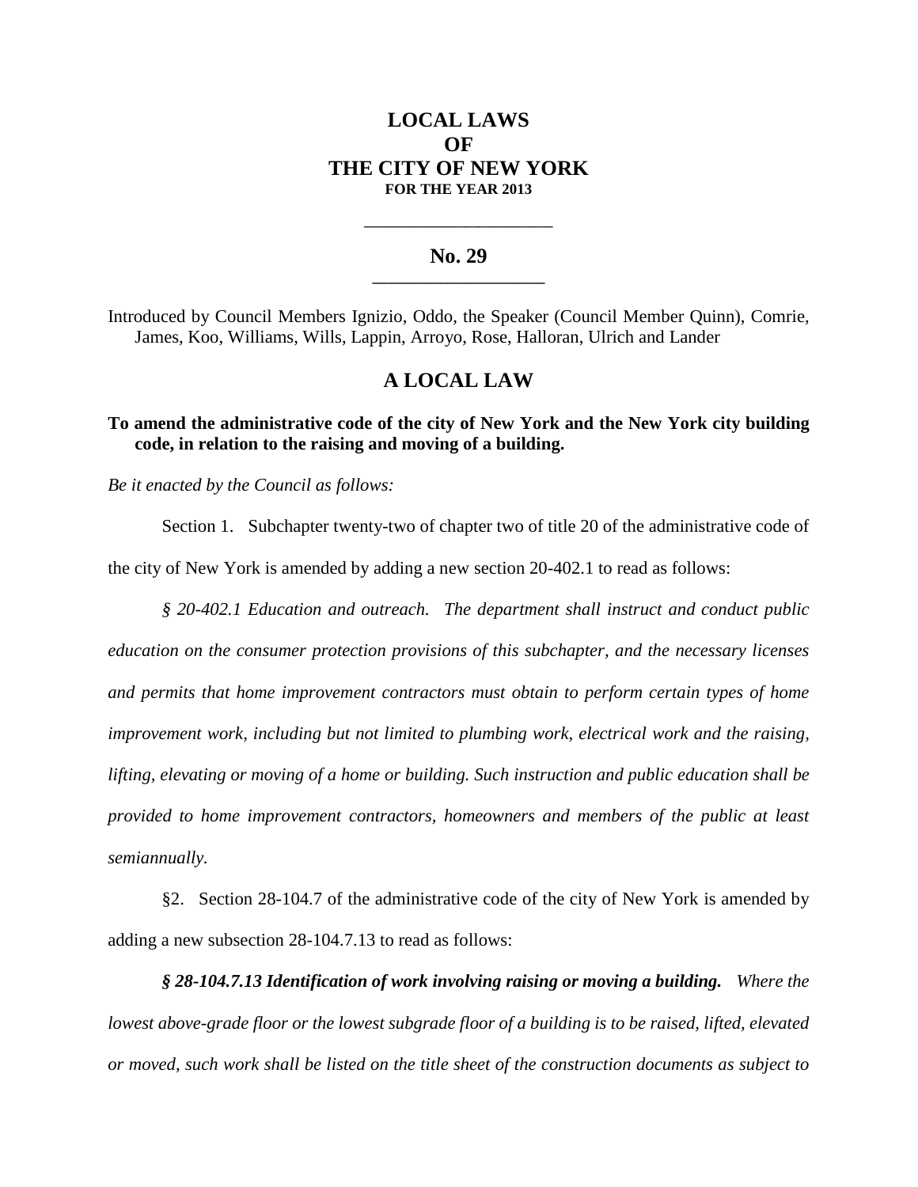# LOCAL LAWS
# OF
# THE CITY OF NEW YORK
**FOR THE YEAR 2013**

---

## No. 29

---

Introduced by Council Members Ignizio, Oddo, the Speaker (Council Member Quinn), Comrie, James, Koo, Williams, Wills, Lappin, Arroyo, Rose, Halloran, Ulrich and Lander

## A LOCAL LAW

**To amend the administrative code of the city of New York and the New York city building code, in relation to the raising and moving of a building.**

*Be it enacted by the Council as follows:*

Section 1. Subchapter twenty-two of chapter two of title 20 of the administrative code of the city of New York is amended by adding a new section 20-402.1 to read as follows:

*§ 20-402.1 Education and outreach. The department shall instruct and conduct public education on the consumer protection provisions of this subchapter, and the necessary licenses and permits that home improvement contractors must obtain to perform certain types of home improvement work, including but not limited to plumbing work, electrical work and the raising, lifting, elevating or moving of a home or building. Such instruction and public education shall be provided to home improvement contractors, homeowners and members of the public at least semiannually.*

§2. Section 28-104.7 of the administrative code of the city of New York is amended by adding a new subsection 28-104.7.13 to read as follows:

***§ 28-104.7.13 Identification of work involving raising or moving a building.*** *Where the lowest above-grade floor or the lowest subgrade floor of a building is to be raised, lifted, elevated or moved, such work shall be listed on the title sheet of the construction documents as subject to*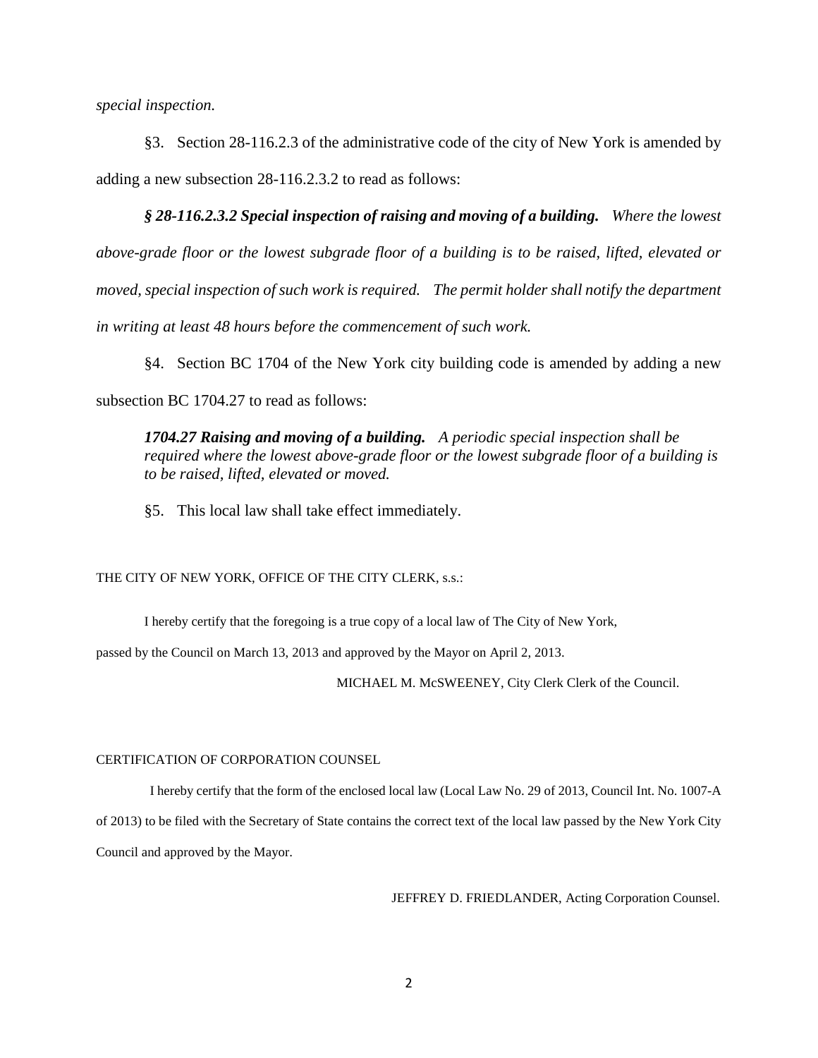*special inspection.*

§3. Section 28-116.2.3 of the administrative code of the city of New York is amended by adding a new subsection 28-116.2.3.2 to read as follows:

***§ 28-116.2.3.2 Special inspection of raising and moving of a building.*** *Where the lowest above-grade floor or the lowest subgrade floor of a building is to be raised, lifted, elevated or moved, special inspection of such work is required. The permit holder shall notify the department in writing at least 48 hours before the commencement of such work.*

§4. Section BC 1704 of the New York city building code is amended by adding a new subsection BC 1704.27 to read as follows:

> ***1704.27 Raising and moving of a building.*** *A periodic special inspection shall be required where the lowest above-grade floor or the lowest subgrade floor of a building is to be raised, lifted, elevated or moved.*

§5. This local law shall take effect immediately.

THE CITY OF NEW YORK, OFFICE OF THE CITY CLERK, s.s.:

I hereby certify that the foregoing is a true copy of a local law of The City of New York, passed by the Council on March 13, 2013 and approved by the Mayor on April 2, 2013.

MICHAEL M. McSWEENEY, City Clerk Clerk of the Council.

CERTIFICATION OF CORPORATION COUNSEL

I hereby certify that the form of the enclosed local law (Local Law No. 29 of 2013, Council Int. No. 1007-A of 2013) to be filed with the Secretary of State contains the correct text of the local law passed by the New York City Council and approved by the Mayor.

JEFFREY D. FRIEDLANDER, Acting Corporation Counsel.